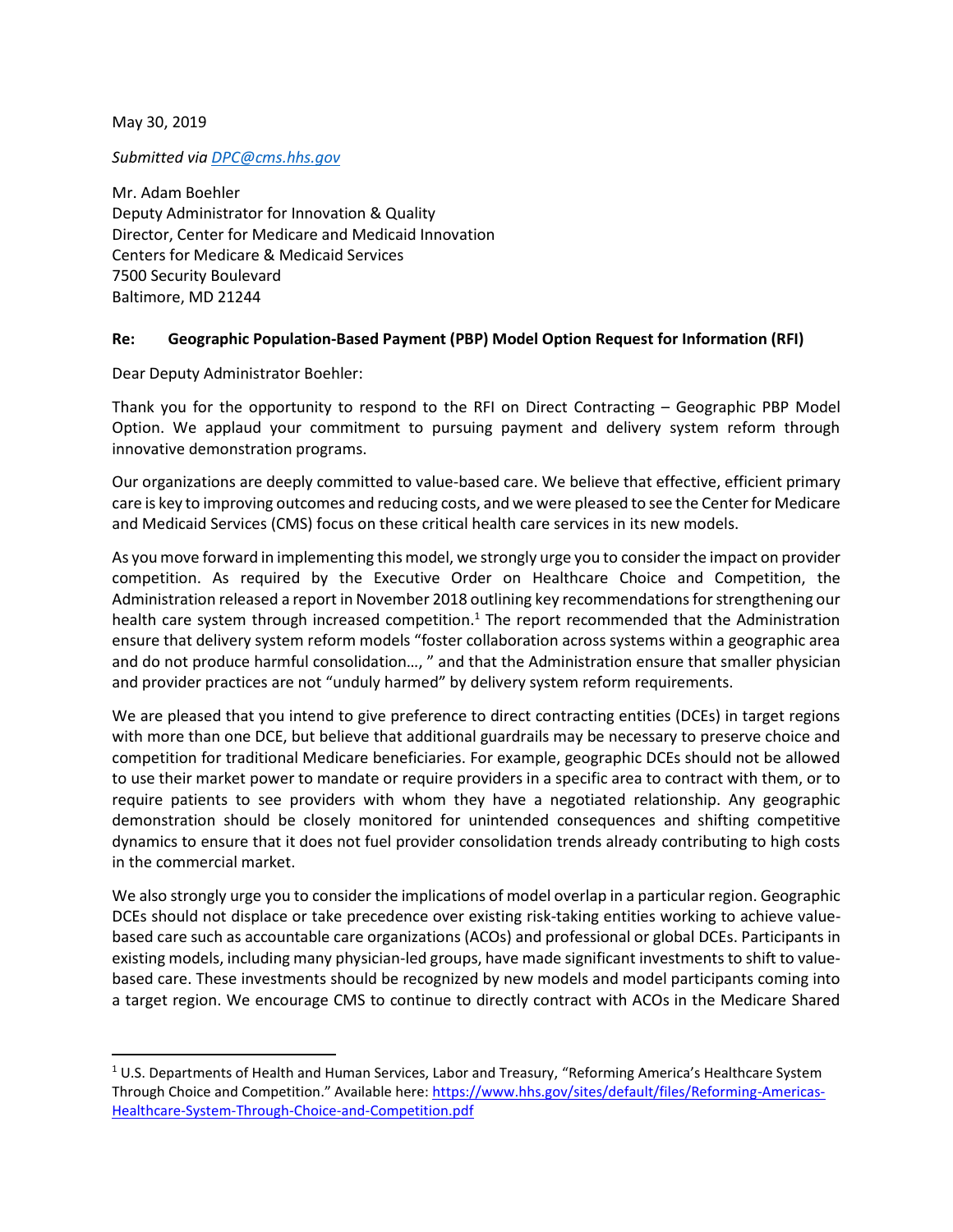May 30, 2019

*Submitted via [DPC@cms.hhs.gov](mailto:DPC@cms.hhs.gov)*

Mr. Adam Boehler
Deputy Administrator for Innovation & Quality
Director, Center for Medicare and Medicaid Innovation
Centers for Medicare & Medicaid Services
7500 Security Boulevard
Baltimore, MD 21244

**Re: Geographic Population-Based Payment (PBP) Model Option Request for Information (RFI)**

Dear Deputy Administrator Boehler:

Thank you for the opportunity to respond to the RFI on Direct Contracting – Geographic PBP Model Option. We applaud your commitment to pursuing payment and delivery system reform through innovative demonstration programs.

Our organizations are deeply committed to value-based care. We believe that effective, efficient primary care is key to improving outcomes and reducing costs, and we were pleased to see the Center for Medicare and Medicaid Services (CMS) focus on these critical health care services in its new models.

As you move forward in implementing this model, we strongly urge you to consider the impact on provider competition. As required by the Executive Order on Healthcare Choice and Competition, the Administration released a report in November 2018 outlining key recommendations for strengthening our health care system through increased competition.[1] The report recommended that the Administration ensure that delivery system reform models "foster collaboration across systems within a geographic area and do not produce harmful consolidation…, " and that the Administration ensure that smaller physician and provider practices are not "unduly harmed" by delivery system reform requirements.

We are pleased that you intend to give preference to direct contracting entities (DCEs) in target regions with more than one DCE, but believe that additional guardrails may be necessary to preserve choice and competition for traditional Medicare beneficiaries. For example, geographic DCEs should not be allowed to use their market power to mandate or require providers in a specific area to contract with them, or to require patients to see providers with whom they have a negotiated relationship. Any geographic demonstration should be closely monitored for unintended consequences and shifting competitive dynamics to ensure that it does not fuel provider consolidation trends already contributing to high costs in the commercial market.

We also strongly urge you to consider the implications of model overlap in a particular region. Geographic DCEs should not displace or take precedence over existing risk-taking entities working to achieve value-based care such as accountable care organizations (ACOs) and professional or global DCEs. Participants in existing models, including many physician-led groups, have made significant investments to shift to value-based care. These investments should be recognized by new models and model participants coming into a target region. We encourage CMS to continue to directly contract with ACOs in the Medicare Shared

[1] U.S. Departments of Health and Human Services, Labor and Treasury, "Reforming America's Healthcare System Through Choice and Competition." Available here: [https://www.hhs.gov/sites/default/files/Reforming-Americas-Healthcare-System-Through-Choice-and-Competition.pdf](https://www.hhs.gov/sites/default/files/Reforming-Americas-Healthcare-System-Through-Choice-and-Competition.pdf)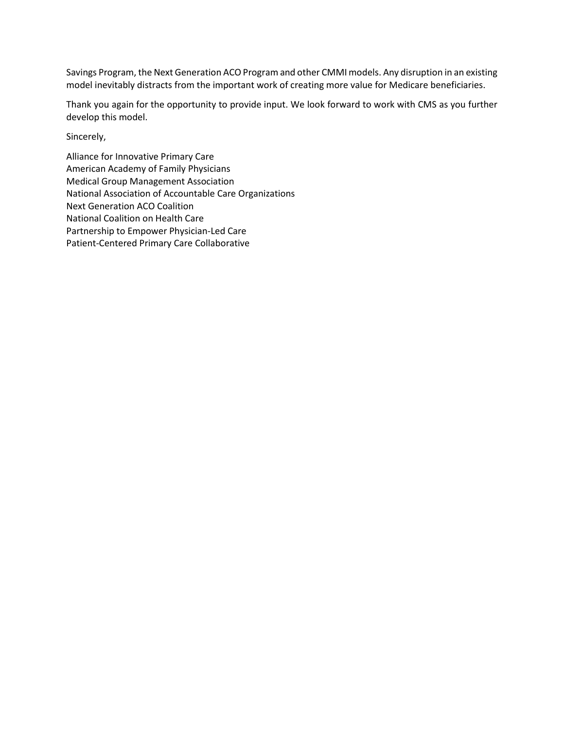Savings Program, the Next Generation ACO Program and other CMMI models. Any disruption in an existing model inevitably distracts from the important work of creating more value for Medicare beneficiaries.

Thank you again for the opportunity to provide input. We look forward to work with CMS as you further develop this model.

Sincerely,

Alliance for Innovative Primary Care
American Academy of Family Physicians
Medical Group Management Association
National Association of Accountable Care Organizations
Next Generation ACO Coalition
National Coalition on Health Care
Partnership to Empower Physician-Led Care
Patient-Centered Primary Care Collaborative